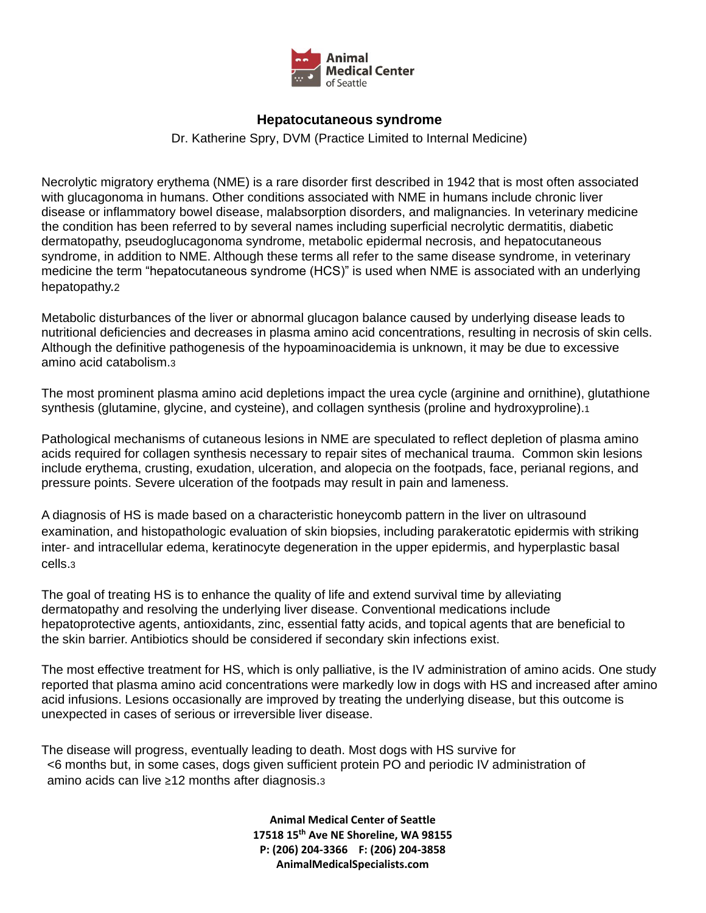Animal Medical Center of Seattle

# Hepatocutaneous syndrome

Dr. Katherine Spry, DVM (Practice Limited to Internal Medicine)

Necrolytic migratory erythema (NME) is a rare disorder first described in 1942 that is most often associated with glucagonoma in humans. Other conditions associated with NME in humans include chronic liver disease or inflammatory bowel disease, malabsorption disorders, and malignancies. In veterinary medicine the condition has been referred to by several names including superficial necrolytic dermatitis, diabetic dermatopathy, pseudoglucagonoma syndrome, metabolic epidermal necrosis, and hepatocutaneous syndrome, in addition to NME. Although these terms all refer to the same disease syndrome, in veterinary medicine the term "hepatocutaneous syndrome (HCS)" is used when NME is associated with an underlying hepatopathy.[2]

Metabolic disturbances of the liver or abnormal glucagon balance caused by underlying disease leads to nutritional deficiencies and decreases in plasma amino acid concentrations, resulting in necrosis of skin cells. Although the definitive pathogenesis of the hypoaminoacidemia is unknown, it may be due to excessive amino acid catabolism.[3]

The most prominent plasma amino acid depletions impact the urea cycle (arginine and ornithine), glutathione synthesis (glutamine, glycine, and cysteine), and collagen synthesis (proline and hydroxyproline).[1]

Pathological mechanisms of cutaneous lesions in NME are speculated to reflect depletion of plasma amino acids required for collagen synthesis necessary to repair sites of mechanical trauma. Common skin lesions include erythema, crusting, exudation, ulceration, and alopecia on the footpads, face, perianal regions, and pressure points. Severe ulceration of the footpads may result in pain and lameness.

A diagnosis of HS is made based on a characteristic honeycomb pattern in the liver on ultrasound examination, and histopathologic evaluation of skin biopsies, including parakeratotic epidermis with striking inter- and intracellular edema, keratinocyte degeneration in the upper epidermis, and hyperplastic basal cells.[3]

The goal of treating HS is to enhance the quality of life and extend survival time by alleviating dermatopathy and resolving the underlying liver disease. Conventional medications include hepatoprotective agents, antioxidants, zinc, essential fatty acids, and topical agents that are beneficial to the skin barrier. Antibiotics should be considered if secondary skin infections exist.

The most effective treatment for HS, which is only palliative, is the IV administration of amino acids. One study reported that plasma amino acid concentrations were markedly low in dogs with HS and increased after amino acid infusions. Lesions occasionally are improved by treating the underlying disease, but this outcome is unexpected in cases of serious or irreversible liver disease.

The disease will progress, eventually leading to death. Most dogs with HS survive for <6 months but, in some cases, dogs given sufficient protein PO and periodic IV administration of amino acids can live ≥12 months after diagnosis.[3]

**Animal Medical Center of Seattle**
**17518 15th Ave NE Shoreline, WA 98155**
**P: (206) 204-3366 F: (206) 204-3858**
**AnimalMedicalSpecialists.com**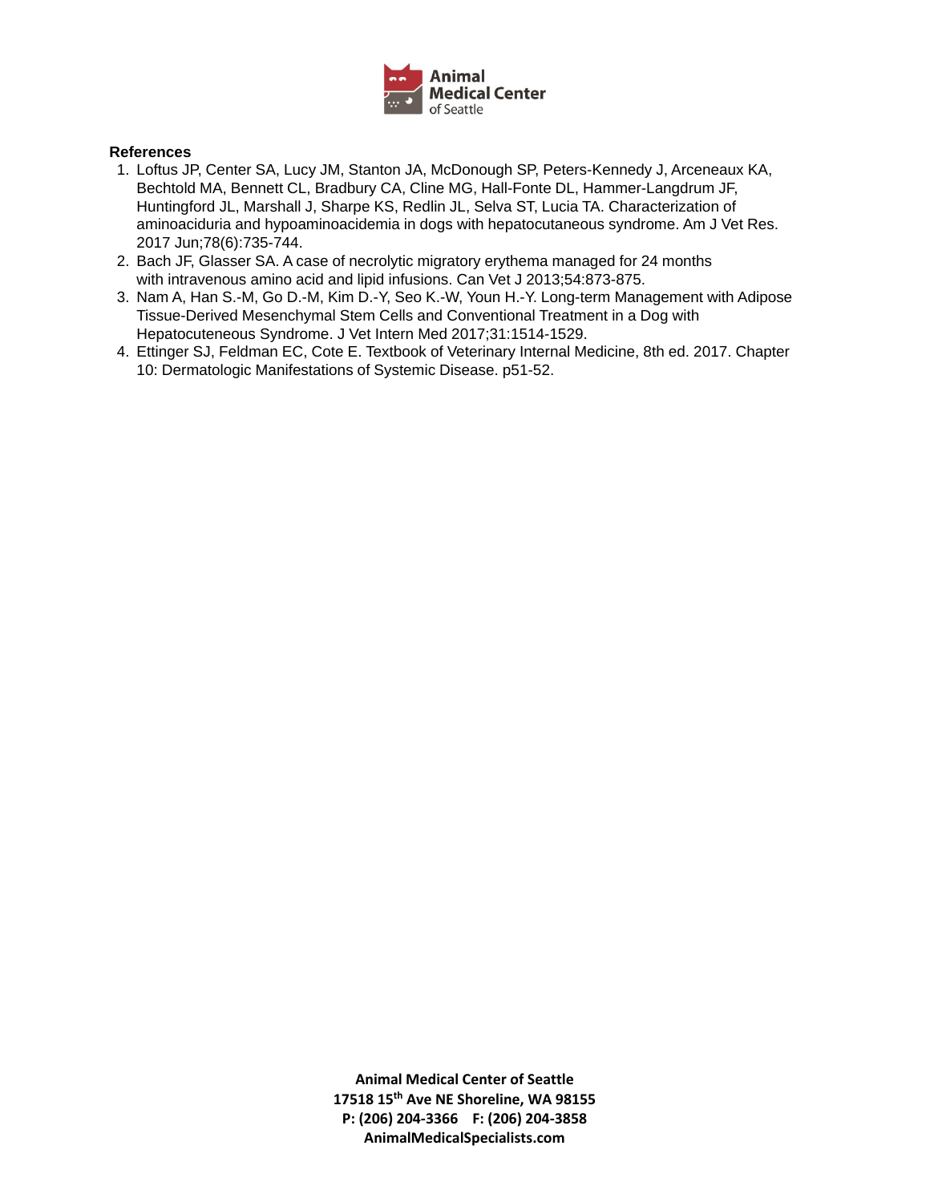**References**

1. Loftus JP, Center SA, Lucy JM, Stanton JA, McDonough SP, Peters-Kennedy J, Arceneaux KA, Bechtold MA, Bennett CL, Bradbury CA, Cline MG, Hall-Fonte DL, Hammer-Langdrum JF, Huntingford JL, Marshall J, Sharpe KS, Redlin JL, Selva ST, Lucia TA. Characterization of aminoaciduria and hypoaminoacidemia in dogs with hepatocutaneous syndrome. Am J Vet Res. 2017 Jun;78(6):735-744.
2. Bach JF, Glasser SA. A case of necrolytic migratory erythema managed for 24 months with intravenous amino acid and lipid infusions. Can Vet J 2013;54:873-875.
3. Nam A, Han S.-M, Go D.-M, Kim D.-Y, Seo K.-W, Youn H.-Y. Long-term Management with Adipose Tissue-Derived Mesenchymal Stem Cells and Conventional Treatment in a Dog with Hepatocuteneous Syndrome. J Vet Intern Med 2017;31:1514-1529.
4. Ettinger SJ, Feldman EC, Cote E. Textbook of Veterinary Internal Medicine, 8th ed. 2017. Chapter 10: Dermatologic Manifestations of Systemic Disease. p51-52.